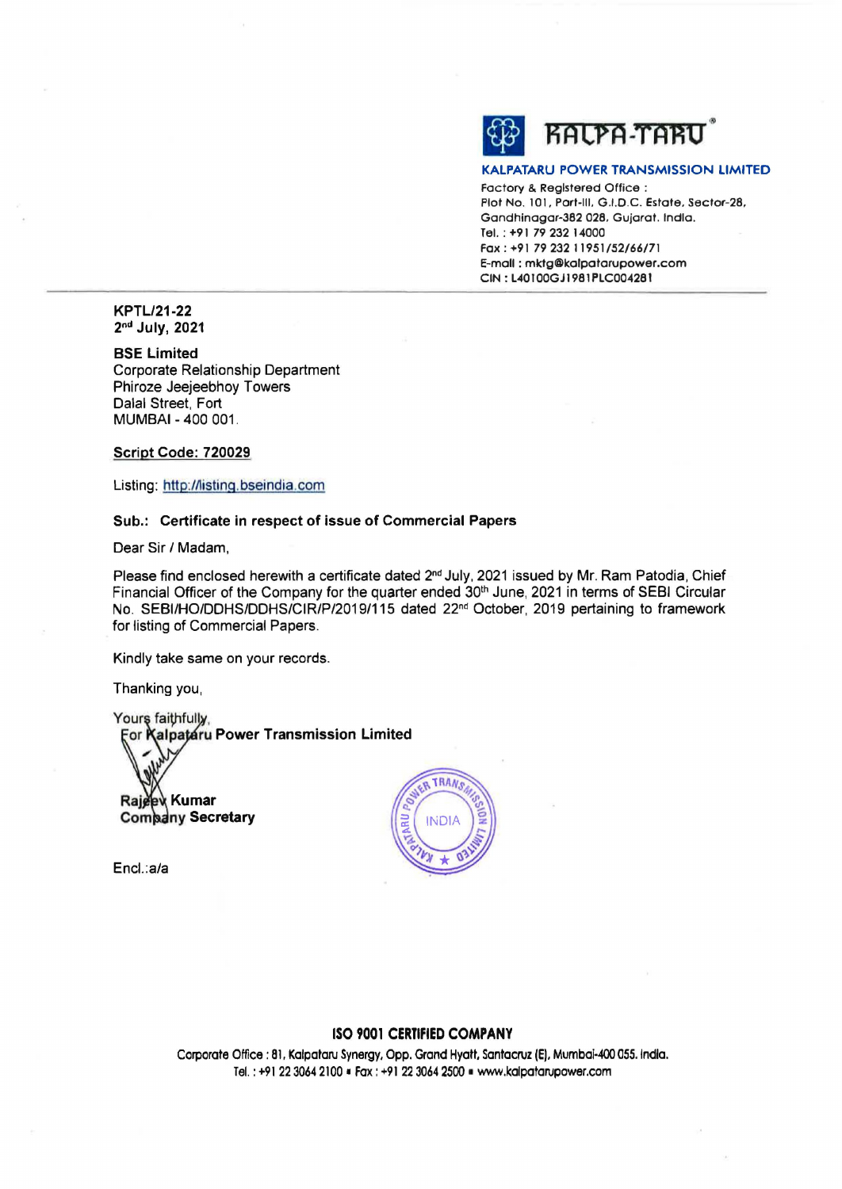**KALPA-TARU**

**KALPATARU POWER TRANSMISSION LIMITED**

Factory & Registered Office :
Plot No. 101, Part-III, G.I.D.C. Estate, Sector-28,
Gandhinagar-382 028, Gujarat. India.
Tel. : +91 79 232 14000
Fax : +91 79 232 11951/52/66/71
E-mail : mktg@kalpatarupower.com
CIN : L40100GJ1981PLC004281

**KPTL/21-22**
**2nd July, 2021**

**BSE Limited**
Corporate Relationship Department
Phiroze Jeejeebhoy Towers
Dalal Street, Fort
MUMBAI - 400 001.

**Script Code: 720029**

Listing: http://listing.bseindia.com

**Sub.: Certificate in respect of issue of Commercial Papers**

Dear Sir / Madam,

Please find enclosed herewith a certificate dated 2nd July, 2021 issued by Mr. Ram Patodia, Chief Financial Officer of the Company for the quarter ended 30th June, 2021 in terms of SEBI Circular No. SEBI/HO/DDHS/DDHS/CIR/P/2019/115 dated 22nd October, 2019 pertaining to framework for listing of Commercial Papers.

Kindly take same on your records.

Thanking you,

Yours faithfully,
**For Kalpataru Power Transmission Limited**

**Rajeev Kumar**
**Company Secretary**

Encl.:a/a

**ISO 9001 CERTIFIED COMPANY**

Corporate Office : 81, Kalpataru Synergy, Opp. Grand Hyatt, Santacruz (E), Mumbai-400 055. India.
Tel. : +91 22 3064 2100 ▪ Fax : +91 22 3064 2500 ▪ www.kalpatarupower.com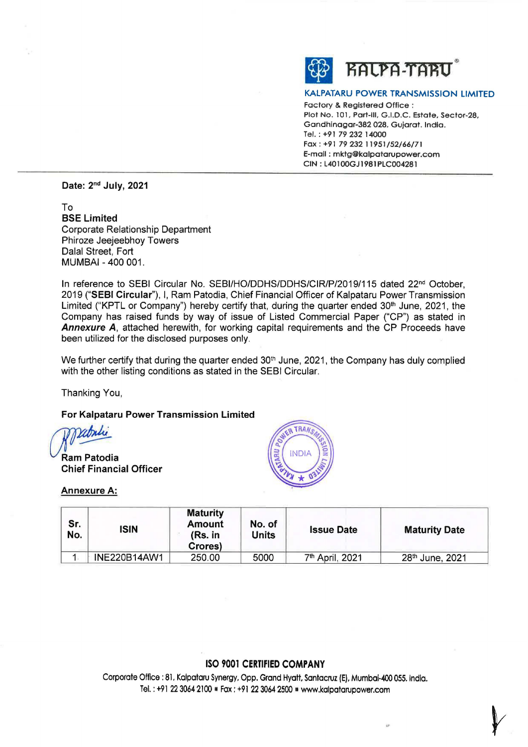KALPATARU POWER TRANSMISSION LIMITED

Factory & Registered Office :
Plot No. 101, Part-III, G.I.D.C. Estate, Sector-28,
Gandhinagar-382 028, Gujarat. India.
Tel. : +91 79 232 14000
Fax : +91 79 232 11951/52/66/71
E-mail : mktg@kalpatarupower.com
CIN : L40100GJ1981PLC004281

**Date: 2nd July, 2021**

To
**BSE Limited**
Corporate Relationship Department
Phiroze Jeejeebhoy Towers
Dalal Street, Fort
MUMBAI - 400 001.

In reference to SEBI Circular No. SEBI/HO/DDHS/DDHS/CIR/P/2019/115 dated 22nd October, 2019 ("**SEBI Circular**"), I, Ram Patodia, Chief Financial Officer of Kalpataru Power Transmission Limited ("KPTL or Company") hereby certify that, during the quarter ended 30th June, 2021, the Company has raised funds by way of issue of Listed Commercial Paper ("CP") as stated in ***Annexure A***, attached herewith, for working capital requirements and the CP Proceeds have been utilized for the disclosed purposes only.

We further certify that during the quarter ended 30th June, 2021, the Company has duly complied with the other listing conditions as stated in the SEBI Circular.

Thanking You,

**For Kalpataru Power Transmission Limited**

**Ram Patodia**
**Chief Financial Officer**

**Annexure A:**

| Sr. No. | ISIN | Maturity Amount (Rs. in Crores) | No. of Units | Issue Date | Maturity Date |
|---|---|---|---|---|---|
| 1 | INE220B14AW1 | 250.00 | 5000 | 7th April, 2021 | 28th June, 2021 |

**ISO 9001 CERTIFIED COMPANY**

Corporate Office : 81, Kalpataru Synergy, Opp. Grand Hyatt, Santacruz (E), Mumbai-400 055. India.
Tel. : +91 22 3064 2100 ■ Fax : +91 22 3064 2500 ■ www.kalpatarupower.com